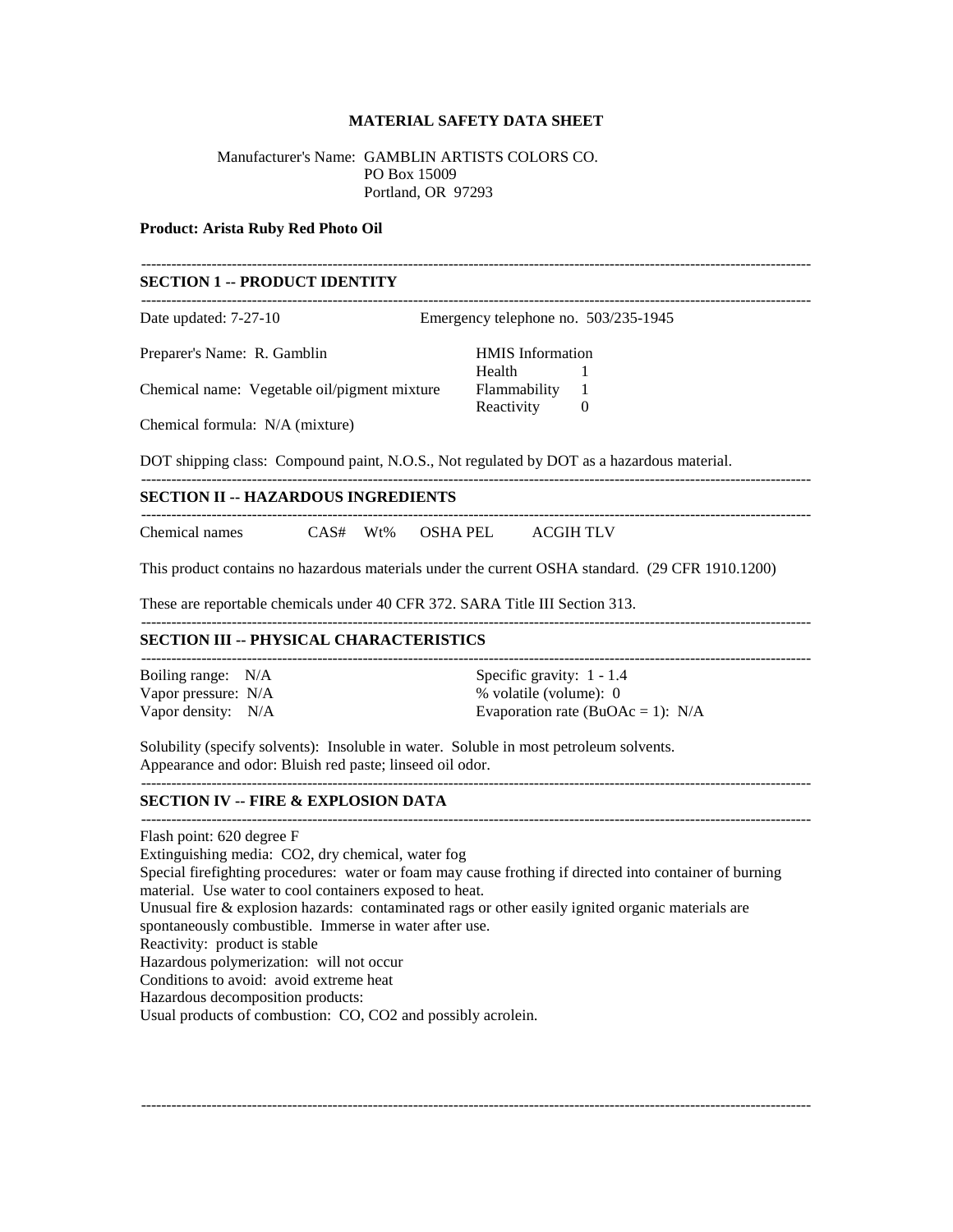# MATERIAL SAFETY DATA SHEET

Manufacturer's Name: GAMBLIN ARTISTS COLORS CO.
PO Box 15009
Portland, OR 97293

**Product: Arista Ruby Red Photo Oil**

---

## SECTION 1 -- PRODUCT IDENTITY

---

Date updated: 7-27-10

Emergency telephone no. 503/235-1945

Preparer's Name: R. Gamblin

Chemical name: Vegetable oil/pigment mixture

Chemical formula: N/A (mixture)

| HMIS Information | |
|---|---|
| Health | 1 |
| Flammability | 1 |
| Reactivity | 0 |

DOT shipping class: Compound paint, N.O.S., Not regulated by DOT as a hazardous material.

---

## SECTION II -- HAZARDOUS INGREDIENTS

---

| Chemical names | CAS# | Wt% | OSHA PEL | ACGIH TLV |
|---|---|---|---|---|

This product contains no hazardous materials under the current OSHA standard. (29 CFR 1910.1200)

These are reportable chemicals under 40 CFR 372. SARA Title III Section 313.

---

## SECTION III -- PHYSICAL CHARACTERISTICS

---

Boiling range: N/A

Vapor pressure: N/A

Vapor density: N/A

Specific gravity: 1 - 1.4

% volatile (volume): 0

Evaporation rate (BuOAc = 1): N/A

Solubility (specify solvents): Insoluble in water. Soluble in most petroleum solvents.
Appearance and odor: Bluish red paste; linseed oil odor.

---

## SECTION IV -- FIRE & EXPLOSION DATA

---

Flash point: 620 degree F
Extinguishing media: $CO_2$, dry chemical, water fog
Special firefighting procedures: water or foam may cause frothing if directed into container of burning material. Use water to cool containers exposed to heat.
Unusual fire & explosion hazards: contaminated rags or other easily ignited organic materials are spontaneously combustible. Immerse in water after use.
Reactivity: product is stable
Hazardous polymerization: will not occur
Conditions to avoid: avoid extreme heat
Hazardous decomposition products:
Usual products of combustion: CO, $CO_2$ and possibly acrolein.

---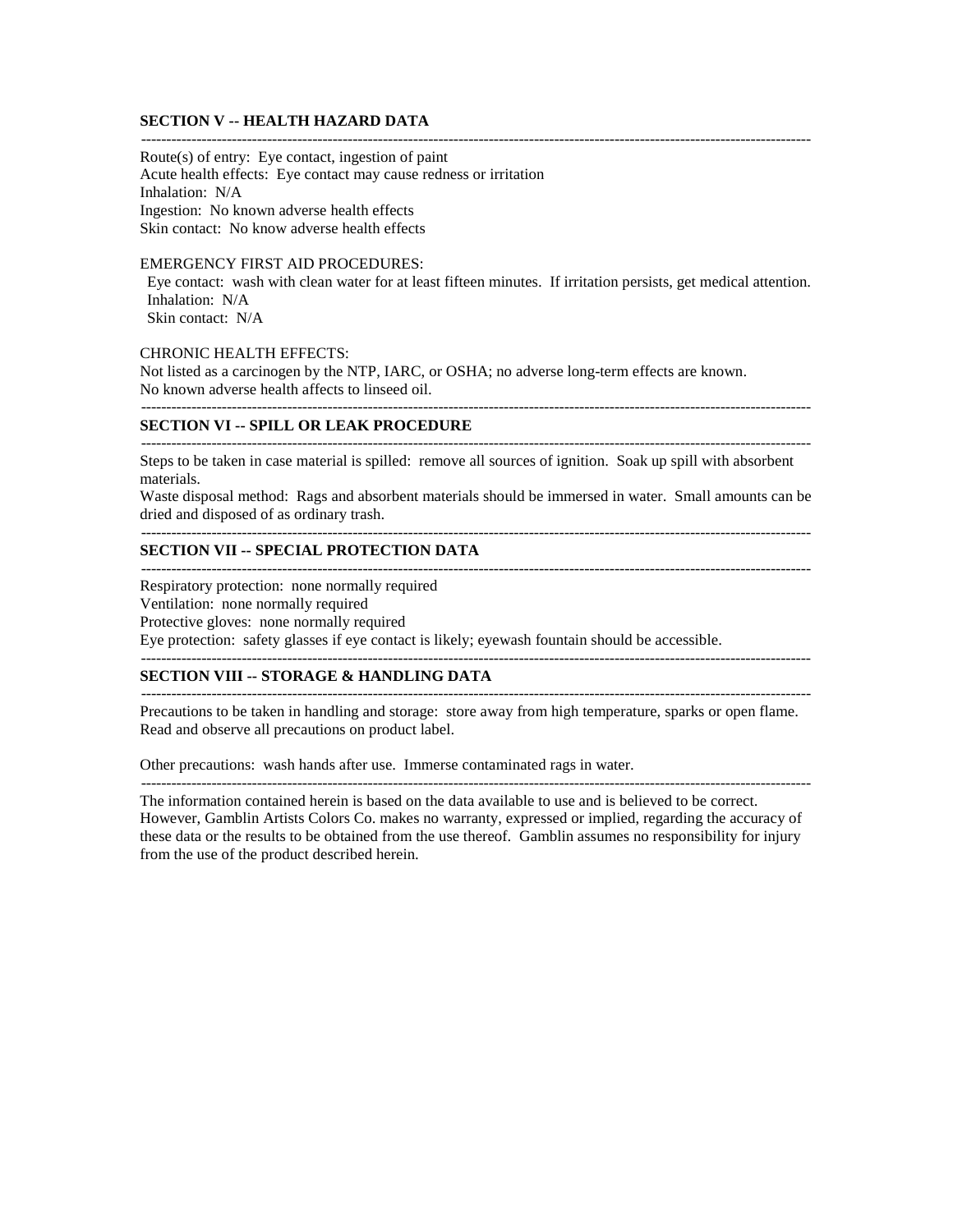**SECTION V -- HEALTH HAZARD DATA**

---

Route(s) of entry: Eye contact, ingestion of paint
Acute health effects: Eye contact may cause redness or irritation
Inhalation: N/A
Ingestion: No known adverse health effects
Skin contact: No know adverse health effects

EMERGENCY FIRST AID PROCEDURES:
 Eye contact: wash with clean water for at least fifteen minutes. If irritation persists, get medical attention.
 Inhalation: N/A
 Skin contact: N/A

CHRONIC HEALTH EFFECTS:
Not listed as a carcinogen by the NTP, IARC, or OSHA; no adverse long-term effects are known.
No known adverse health affects to linseed oil.

---

**SECTION VI -- SPILL OR LEAK PROCEDURE**

---

Steps to be taken in case material is spilled: remove all sources of ignition. Soak up spill with absorbent materials.
Waste disposal method: Rags and absorbent materials should be immersed in water. Small amounts can be dried and disposed of as ordinary trash.

---

**SECTION VII -- SPECIAL PROTECTION DATA**

---

Respiratory protection: none normally required
Ventilation: none normally required
Protective gloves: none normally required
Eye protection: safety glasses if eye contact is likely; eyewash fountain should be accessible.

---

**SECTION VIII -- STORAGE & HANDLING DATA**

---

Precautions to be taken in handling and storage: store away from high temperature, sparks or open flame. Read and observe all precautions on product label.

Other precautions: wash hands after use. Immerse contaminated rags in water.

---

The information contained herein is based on the data available to use and is believed to be correct. However, Gamblin Artists Colors Co. makes no warranty, expressed or implied, regarding the accuracy of these data or the results to be obtained from the use thereof. Gamblin assumes no responsibility for injury from the use of the product described herein.